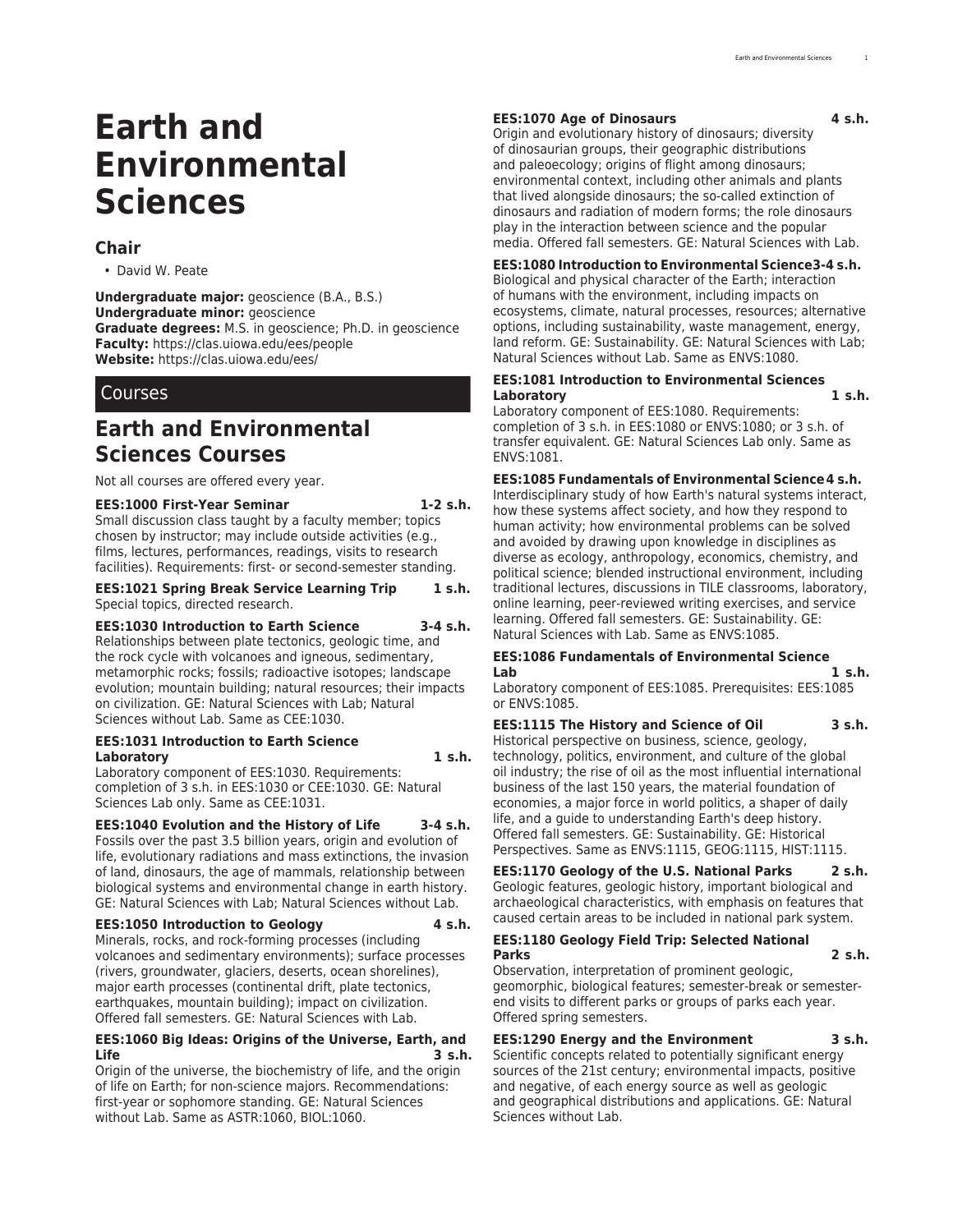# Earth and Environmental Sciences

## Chair

- David W. Peate

**Undergraduate major:** geoscience (B.A., B.S.)
**Undergraduate minor:** geoscience
**Graduate degrees:** M.S. in geoscience; Ph.D. in geoscience
**Faculty:** https://clas.uiowa.edu/ees/people
**Website:** https://clas.uiowa.edu/ees/

## Courses

## Earth and Environmental Sciences Courses

Not all courses are offered every year.

**EES:1000 First-Year Seminar 1-2 s.h.**
Small discussion class taught by a faculty member; topics chosen by instructor; may include outside activities (e.g., films, lectures, performances, readings, visits to research facilities). Requirements: first- or second-semester standing.

**EES:1021 Spring Break Service Learning Trip 1 s.h.**
Special topics, directed research.

**EES:1030 Introduction to Earth Science 3-4 s.h.**
Relationships between plate tectonics, geologic time, and the rock cycle with volcanoes and igneous, sedimentary, metamorphic rocks; fossils; radioactive isotopes; landscape evolution; mountain building; natural resources; their impacts on civilization. GE: Natural Sciences with Lab; Natural Sciences without Lab. Same as CEE:1030.

**EES:1031 Introduction to Earth Science Laboratory 1 s.h.**
Laboratory component of EES:1030. Requirements: completion of 3 s.h. in EES:1030 or CEE:1030. GE: Natural Sciences Lab only. Same as CEE:1031.

**EES:1040 Evolution and the History of Life 3-4 s.h.**
Fossils over the past 3.5 billion years, origin and evolution of life, evolutionary radiations and mass extinctions, the invasion of land, dinosaurs, the age of mammals, relationship between biological systems and environmental change in earth history. GE: Natural Sciences with Lab; Natural Sciences without Lab.

**EES:1050 Introduction to Geology 4 s.h.**
Minerals, rocks, and rock-forming processes (including volcanoes and sedimentary environments); surface processes (rivers, groundwater, glaciers, deserts, ocean shorelines), major earth processes (continental drift, plate tectonics, earthquakes, mountain building); impact on civilization. Offered fall semesters. GE: Natural Sciences with Lab.

**EES:1060 Big Ideas: Origins of the Universe, Earth, and Life 3 s.h.**
Origin of the universe, the biochemistry of life, and the origin of life on Earth; for non-science majors. Recommendations: first-year or sophomore standing. GE: Natural Sciences without Lab. Same as ASTR:1060, BIOL:1060.

**EES:1070 Age of Dinosaurs 4 s.h.**
Origin and evolutionary history of dinosaurs; diversity of dinosaurian groups, their geographic distributions and paleoecology; origins of flight among dinosaurs; environmental context, including other animals and plants that lived alongside dinosaurs; the so-called extinction of dinosaurs and radiation of modern forms; the role dinosaurs play in the interaction between science and the popular media. Offered fall semesters. GE: Natural Sciences with Lab.

**EES:1080 Introduction to Environmental Science 3-4 s.h.**
Biological and physical character of the Earth; interaction of humans with the environment, including impacts on ecosystems, climate, natural processes, resources; alternative options, including sustainability, waste management, energy, land reform. GE: Sustainability. GE: Natural Sciences with Lab; Natural Sciences without Lab. Same as ENVS:1080.

**EES:1081 Introduction to Environmental Sciences Laboratory 1 s.h.**
Laboratory component of EES:1080. Requirements: completion of 3 s.h. in EES:1080 or ENVS:1080; or 3 s.h. of transfer equivalent. GE: Natural Sciences Lab only. Same as ENVS:1081.

**EES:1085 Fundamentals of Environmental Science 4 s.h.**
Interdisciplinary study of how Earth's natural systems interact, how these systems affect society, and how they respond to human activity; how environmental problems can be solved and avoided by drawing upon knowledge in disciplines as diverse as ecology, anthropology, economics, chemistry, and political science; blended instructional environment, including traditional lectures, discussions in TILE classrooms, laboratory, online learning, peer-reviewed writing exercises, and service learning. Offered fall semesters. GE: Sustainability. GE: Natural Sciences with Lab. Same as ENVS:1085.

**EES:1086 Fundamentals of Environmental Science Lab 1 s.h.**
Laboratory component of EES:1085. Prerequisites: EES:1085 or ENVS:1085.

**EES:1115 The History and Science of Oil 3 s.h.**
Historical perspective on business, science, geology, technology, politics, environment, and culture of the global oil industry; the rise of oil as the most influential international business of the last 150 years, the material foundation of economies, a major force in world politics, a shaper of daily life, and a guide to understanding Earth's deep history. Offered fall semesters. GE: Sustainability. GE: Historical Perspectives. Same as ENVS:1115, GEOG:1115, HIST:1115.

**EES:1170 Geology of the U.S. National Parks 2 s.h.**
Geologic features, geologic history, important biological and archaeological characteristics, with emphasis on features that caused certain areas to be included in national park system.

**EES:1180 Geology Field Trip: Selected National Parks 2 s.h.**
Observation, interpretation of prominent geologic, geomorphic, biological features; semester-break or semester-end visits to different parks or groups of parks each year. Offered spring semesters.

**EES:1290 Energy and the Environment 3 s.h.**
Scientific concepts related to potentially significant energy sources of the 21st century; environmental impacts, positive and negative, of each energy source as well as geologic and geographical distributions and applications. GE: Natural Sciences without Lab.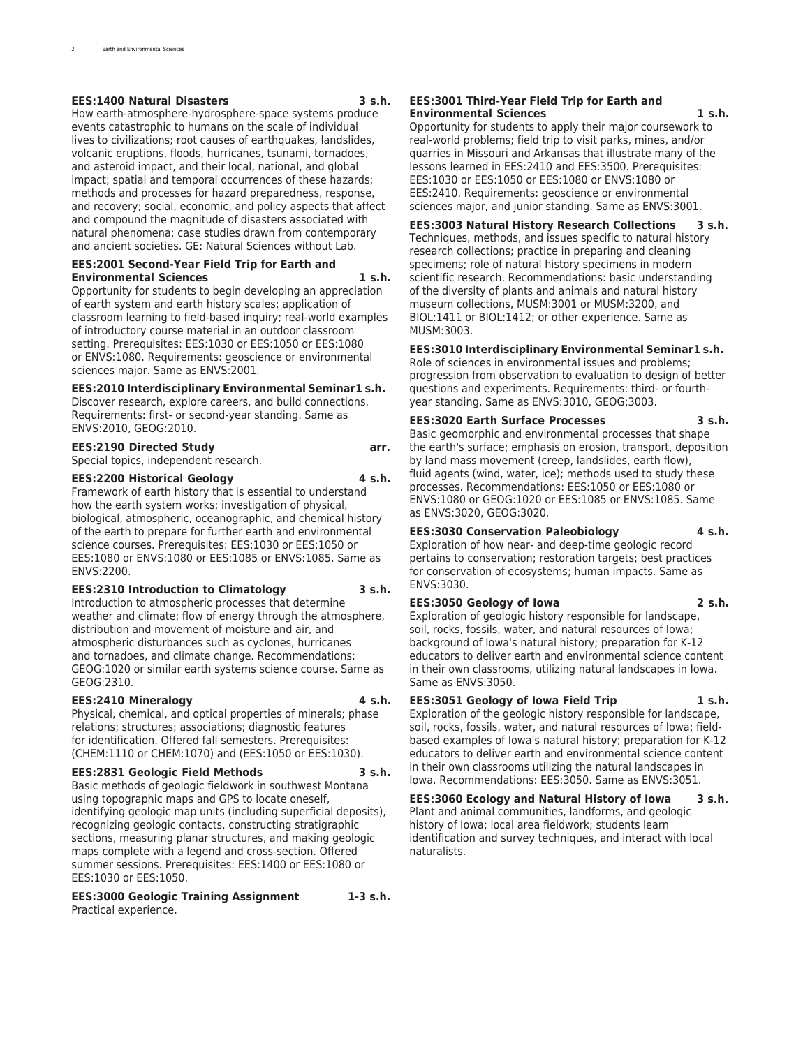**EES:1400 Natural Disasters 3 s.h.**
How earth-atmosphere-hydrosphere-space systems produce events catastrophic to humans on the scale of individual lives to civilizations; root causes of earthquakes, landslides, volcanic eruptions, floods, hurricanes, tsunami, tornadoes, and asteroid impact, and their local, national, and global impact; spatial and temporal occurrences of these hazards; methods and processes for hazard preparedness, response, and recovery; social, economic, and policy aspects that affect and compound the magnitude of disasters associated with natural phenomena; case studies drawn from contemporary and ancient societies. GE: Natural Sciences without Lab.

**EES:2001 Second-Year Field Trip for Earth and Environmental Sciences 1 s.h.**
Opportunity for students to begin developing an appreciation of earth system and earth history scales; application of classroom learning to field-based inquiry; real-world examples of introductory course material in an outdoor classroom setting. Prerequisites: EES:1030 or EES:1050 or EES:1080 or ENVS:1080. Requirements: geoscience or environmental sciences major. Same as ENVS:2001.

**EES:2010 Interdisciplinary Environmental Seminar 1 s.h.**
Discover research, explore careers, and build connections. Requirements: first- or second-year standing. Same as ENVS:2010, GEOG:2010.

**EES:2190 Directed Study arr.**
Special topics, independent research.

**EES:2200 Historical Geology 4 s.h.**
Framework of earth history that is essential to understand how the earth system works; investigation of physical, biological, atmospheric, oceanographic, and chemical history of the earth to prepare for further earth and environmental science courses. Prerequisites: EES:1030 or EES:1050 or EES:1080 or ENVS:1080 or EES:1085 or ENVS:1085. Same as ENVS:2200.

**EES:2310 Introduction to Climatology 3 s.h.**
Introduction to atmospheric processes that determine weather and climate; flow of energy through the atmosphere, distribution and movement of moisture and air, and atmospheric disturbances such as cyclones, hurricanes and tornadoes, and climate change. Recommendations: GEOG:1020 or similar earth systems science course. Same as GEOG:2310.

**EES:2410 Mineralogy 4 s.h.**
Physical, chemical, and optical properties of minerals; phase relations; structures; associations; diagnostic features for identification. Offered fall semesters. Prerequisites: (CHEM:1110 or CHEM:1070) and (EES:1050 or EES:1030).

**EES:2831 Geologic Field Methods 3 s.h.**
Basic methods of geologic fieldwork in southwest Montana using topographic maps and GPS to locate oneself, identifying geologic map units (including superficial deposits), recognizing geologic contacts, constructing stratigraphic sections, measuring planar structures, and making geologic maps complete with a legend and cross-section. Offered summer sessions. Prerequisites: EES:1400 or EES:1080 or EES:1030 or EES:1050.

**EES:3000 Geologic Training Assignment 1-3 s.h.**
Practical experience.

**EES:3001 Third-Year Field Trip for Earth and Environmental Sciences 1 s.h.**
Opportunity for students to apply their major coursework to real-world problems; field trip to visit parks, mines, and/or quarries in Missouri and Arkansas that illustrate many of the lessons learned in EES:2410 and EES:3500. Prerequisites: EES:1030 or EES:1050 or EES:1080 or ENVS:1080 or EES:2410. Requirements: geoscience or environmental sciences major, and junior standing. Same as ENVS:3001.

**EES:3003 Natural History Research Collections 3 s.h.**
Techniques, methods, and issues specific to natural history research collections; practice in preparing and cleaning specimens; role of natural history specimens in modern scientific research. Recommendations: basic understanding of the diversity of plants and animals and natural history museum collections, MUSM:3001 or MUSM:3200, and BIOL:1411 or BIOL:1412; or other experience. Same as MUSM:3003.

**EES:3010 Interdisciplinary Environmental Seminar 1 s.h.**
Role of sciences in environmental issues and problems; progression from observation to evaluation to design of better questions and experiments. Requirements: third- or fourth-year standing. Same as ENVS:3010, GEOG:3003.

**EES:3020 Earth Surface Processes 3 s.h.**
Basic geomorphic and environmental processes that shape the earth's surface; emphasis on erosion, transport, deposition by land mass movement (creep, landslides, earth flow), fluid agents (wind, water, ice); methods used to study these processes. Recommendations: EES:1050 or EES:1080 or ENVS:1080 or GEOG:1020 or EES:1085 or ENVS:1085. Same as ENVS:3020, GEOG:3020.

**EES:3030 Conservation Paleobiology 4 s.h.**
Exploration of how near- and deep-time geologic record pertains to conservation; restoration targets; best practices for conservation of ecosystems; human impacts. Same as ENVS:3030.

**EES:3050 Geology of Iowa 2 s.h.**
Exploration of geologic history responsible for landscape, soil, rocks, fossils, water, and natural resources of Iowa; background of Iowa's natural history; preparation for K-12 educators to deliver earth and environmental science content in their own classrooms, utilizing natural landscapes in Iowa. Same as ENVS:3050.

**EES:3051 Geology of Iowa Field Trip 1 s.h.**
Exploration of the geologic history responsible for landscape, soil, rocks, fossils, water, and natural resources of Iowa; field-based examples of Iowa's natural history; preparation for K-12 educators to deliver earth and environmental science content in their own classrooms utilizing the natural landscapes in Iowa. Recommendations: EES:3050. Same as ENVS:3051.

**EES:3060 Ecology and Natural History of Iowa 3 s.h.**
Plant and animal communities, landforms, and geologic history of Iowa; local area fieldwork; students learn identification and survey techniques, and interact with local naturalists.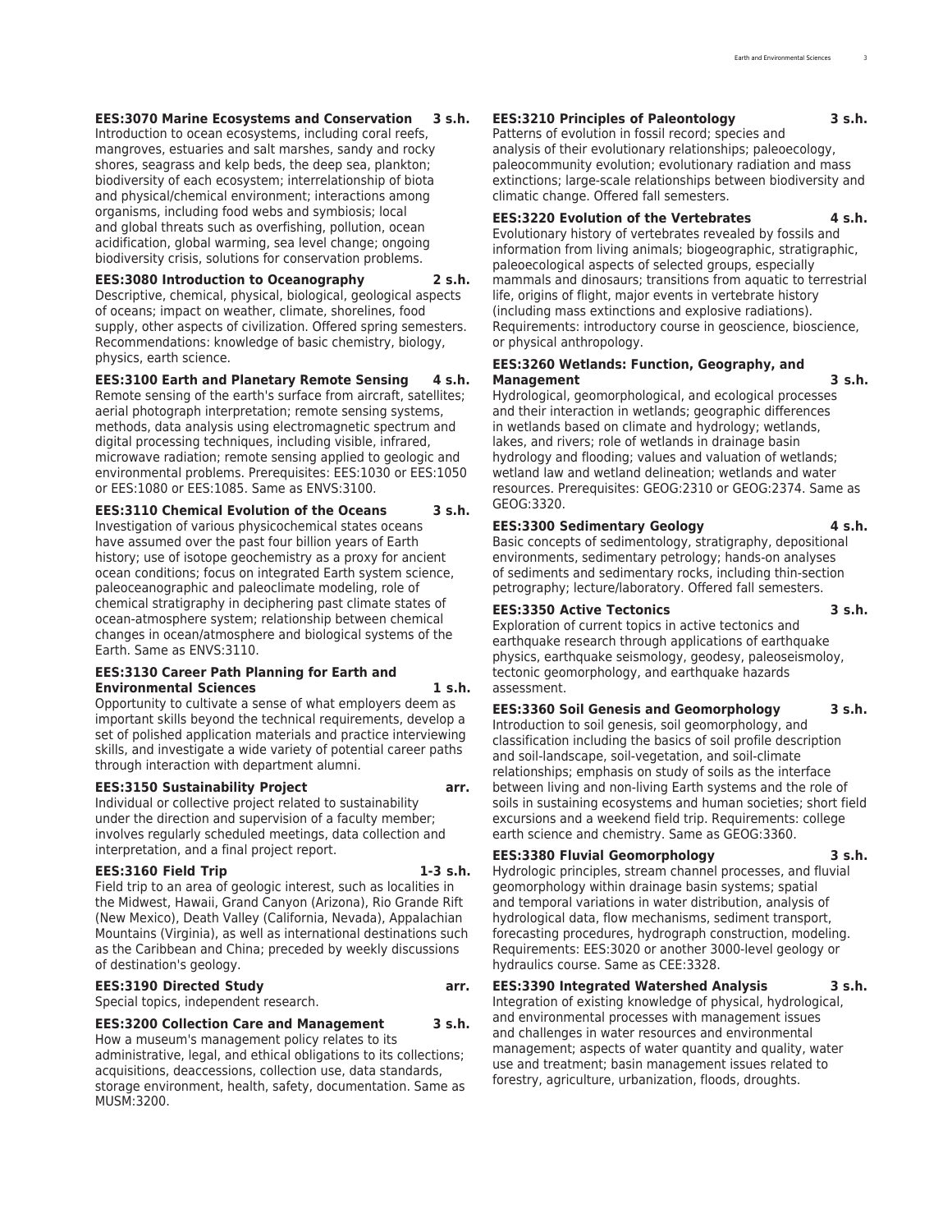**EES:3070 Marine Ecosystems and Conservation 3 s.h.**
Introduction to ocean ecosystems, including coral reefs, mangroves, estuaries and salt marshes, sandy and rocky shores, seagrass and kelp beds, the deep sea, plankton; biodiversity of each ecosystem; interrelationship of biota and physical/chemical environment; interactions among organisms, including food webs and symbiosis; local and global threats such as overfishing, pollution, ocean acidification, global warming, sea level change; ongoing biodiversity crisis, solutions for conservation problems.

**EES:3080 Introduction to Oceanography 2 s.h.**
Descriptive, chemical, physical, biological, geological aspects of oceans; impact on weather, climate, shorelines, food supply, other aspects of civilization. Offered spring semesters. Recommendations: knowledge of basic chemistry, biology, physics, earth science.

**EES:3100 Earth and Planetary Remote Sensing 4 s.h.**
Remote sensing of the earth's surface from aircraft, satellites; aerial photograph interpretation; remote sensing systems, methods, data analysis using electromagnetic spectrum and digital processing techniques, including visible, infrared, microwave radiation; remote sensing applied to geologic and environmental problems. Prerequisites: EES:1030 or EES:1050 or EES:1080 or EES:1085. Same as ENVS:3100.

**EES:3110 Chemical Evolution of the Oceans 3 s.h.**
Investigation of various physicochemical states oceans have assumed over the past four billion years of Earth history; use of isotope geochemistry as a proxy for ancient ocean conditions; focus on integrated Earth system science, paleoceanographic and paleoclimate modeling, role of chemical stratigraphy in deciphering past climate states of ocean-atmosphere system; relationship between chemical changes in ocean/atmosphere and biological systems of the Earth. Same as ENVS:3110.

**EES:3130 Career Path Planning for Earth and Environmental Sciences 1 s.h.**
Opportunity to cultivate a sense of what employers deem as important skills beyond the technical requirements, develop a set of polished application materials and practice interviewing skills, and investigate a wide variety of potential career paths through interaction with department alumni.

**EES:3150 Sustainability Project arr.**
Individual or collective project related to sustainability under the direction and supervision of a faculty member; involves regularly scheduled meetings, data collection and interpretation, and a final project report.

**EES:3160 Field Trip 1-3 s.h.**
Field trip to an area of geologic interest, such as localities in the Midwest, Hawaii, Grand Canyon (Arizona), Rio Grande Rift (New Mexico), Death Valley (California, Nevada), Appalachian Mountains (Virginia), as well as international destinations such as the Caribbean and China; preceded by weekly discussions of destination's geology.

**EES:3190 Directed Study arr.**
Special topics, independent research.

**EES:3200 Collection Care and Management 3 s.h.**
How a museum's management policy relates to its administrative, legal, and ethical obligations to its collections; acquisitions, deaccessions, collection use, data standards, storage environment, health, safety, documentation. Same as MUSM:3200.

**EES:3210 Principles of Paleontology 3 s.h.**
Patterns of evolution in fossil record; species and analysis of their evolutionary relationships; paleoecology, paleocommunity evolution; evolutionary radiation and mass extinctions; large-scale relationships between biodiversity and climatic change. Offered fall semesters.

**EES:3220 Evolution of the Vertebrates 4 s.h.**
Evolutionary history of vertebrates revealed by fossils and information from living animals; biogeographic, stratigraphic, paleoecological aspects of selected groups, especially mammals and dinosaurs; transitions from aquatic to terrestrial life, origins of flight, major events in vertebrate history (including mass extinctions and explosive radiations). Requirements: introductory course in geoscience, bioscience, or physical anthropology.

**EES:3260 Wetlands: Function, Geography, and Management 3 s.h.**
Hydrological, geomorphological, and ecological processes and their interaction in wetlands; geographic differences in wetlands based on climate and hydrology; wetlands, lakes, and rivers; role of wetlands in drainage basin hydrology and flooding; values and valuation of wetlands; wetland law and wetland delineation; wetlands and water resources. Prerequisites: GEOG:2310 or GEOG:2374. Same as GEOG:3320.

**EES:3300 Sedimentary Geology 4 s.h.**
Basic concepts of sedimentology, stratigraphy, depositional environments, sedimentary petrology; hands-on analyses of sediments and sedimentary rocks, including thin-section petrography; lecture/laboratory. Offered fall semesters.

**EES:3350 Active Tectonics 3 s.h.**
Exploration of current topics in active tectonics and earthquake research through applications of earthquake physics, earthquake seismology, geodesy, paleoseismoloy, tectonic geomorphology, and earthquake hazards assessment.

**EES:3360 Soil Genesis and Geomorphology 3 s.h.**
Introduction to soil genesis, soil geomorphology, and classification including the basics of soil profile description and soil-landscape, soil-vegetation, and soil-climate relationships; emphasis on study of soils as the interface between living and non-living Earth systems and the role of soils in sustaining ecosystems and human societies; short field excursions and a weekend field trip. Requirements: college earth science and chemistry. Same as GEOG:3360.

**EES:3380 Fluvial Geomorphology 3 s.h.**
Hydrologic principles, stream channel processes, and fluvial geomorphology within drainage basin systems; spatial and temporal variations in water distribution, analysis of hydrological data, flow mechanisms, sediment transport, forecasting procedures, hydrograph construction, modeling. Requirements: EES:3020 or another 3000-level geology or hydraulics course. Same as CEE:3328.

**EES:3390 Integrated Watershed Analysis 3 s.h.**
Integration of existing knowledge of physical, hydrological, and environmental processes with management issues and challenges in water resources and environmental management; aspects of water quantity and quality, water use and treatment; basin management issues related to forestry, agriculture, urbanization, floods, droughts.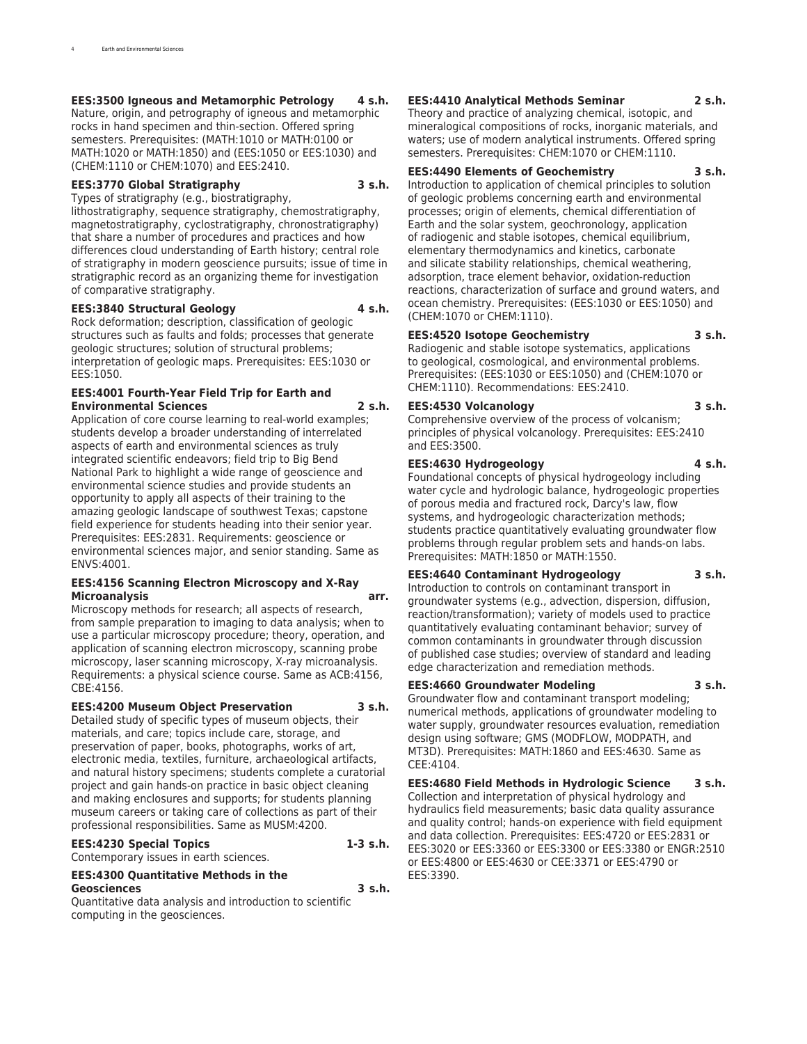**EES:3500 Igneous and Metamorphic Petrology 4 s.h.**
Nature, origin, and petrography of igneous and metamorphic rocks in hand specimen and thin-section. Offered spring semesters. Prerequisites: (MATH:1010 or MATH:0100 or MATH:1020 or MATH:1850) and (EES:1050 or EES:1030) and (CHEM:1110 or CHEM:1070) and EES:2410.

**EES:3770 Global Stratigraphy 3 s.h.**
Types of stratigraphy (e.g., biostratigraphy, lithostratigraphy, sequence stratigraphy, chemostratigraphy, magnetostratigraphy, cyclostratigraphy, chronostratigraphy) that share a number of procedures and practices and how differences cloud understanding of Earth history; central role of stratigraphy in modern geoscience pursuits; issue of time in stratigraphic record as an organizing theme for investigation of comparative stratigraphy.

**EES:3840 Structural Geology 4 s.h.**
Rock deformation; description, classification of geologic structures such as faults and folds; processes that generate geologic structures; solution of structural problems; interpretation of geologic maps. Prerequisites: EES:1030 or EES:1050.

**EES:4001 Fourth-Year Field Trip for Earth and Environmental Sciences 2 s.h.**
Application of core course learning to real-world examples; students develop a broader understanding of interrelated aspects of earth and environmental sciences as truly integrated scientific endeavors; field trip to Big Bend National Park to highlight a wide range of geoscience and environmental science studies and provide students an opportunity to apply all aspects of their training to the amazing geologic landscape of southwest Texas; capstone field experience for students heading into their senior year. Prerequisites: EES:2831. Requirements: geoscience or environmental sciences major, and senior standing. Same as ENVS:4001.

**EES:4156 Scanning Electron Microscopy and X-Ray Microanalysis arr.**
Microscopy methods for research; all aspects of research, from sample preparation to imaging to data analysis; when to use a particular microscopy procedure; theory, operation, and application of scanning electron microscopy, scanning probe microscopy, laser scanning microscopy, X-ray microanalysis. Requirements: a physical science course. Same as ACB:4156, CBE:4156.

**EES:4200 Museum Object Preservation 3 s.h.**
Detailed study of specific types of museum objects, their materials, and care; topics include care, storage, and preservation of paper, books, photographs, works of art, electronic media, textiles, furniture, archaeological artifacts, and natural history specimens; students complete a curatorial project and gain hands-on practice in basic object cleaning and making enclosures and supports; for students planning museum careers or taking care of collections as part of their professional responsibilities. Same as MUSM:4200.

**EES:4230 Special Topics 1-3 s.h.**
Contemporary issues in earth sciences.

**EES:4300 Quantitative Methods in the Geosciences 3 s.h.**
Quantitative data analysis and introduction to scientific computing in the geosciences.

**EES:4410 Analytical Methods Seminar 2 s.h.**
Theory and practice of analyzing chemical, isotopic, and mineralogical compositions of rocks, inorganic materials, and waters; use of modern analytical instruments. Offered spring semesters. Prerequisites: CHEM:1070 or CHEM:1110.

**EES:4490 Elements of Geochemistry 3 s.h.**
Introduction to application of chemical principles to solution of geologic problems concerning earth and environmental processes; origin of elements, chemical differentiation of Earth and the solar system, geochronology, application of radiogenic and stable isotopes, chemical equilibrium, elementary thermodynamics and kinetics, carbonate and silicate stability relationships, chemical weathering, adsorption, trace element behavior, oxidation-reduction reactions, characterization of surface and ground waters, and ocean chemistry. Prerequisites: (EES:1030 or EES:1050) and (CHEM:1070 or CHEM:1110).

**EES:4520 Isotope Geochemistry 3 s.h.**
Radiogenic and stable isotope systematics, applications to geological, cosmological, and environmental problems. Prerequisites: (EES:1030 or EES:1050) and (CHEM:1070 or CHEM:1110). Recommendations: EES:2410.

**EES:4530 Volcanology 3 s.h.**
Comprehensive overview of the process of volcanism; principles of physical volcanology. Prerequisites: EES:2410 and EES:3500.

**EES:4630 Hydrogeology 4 s.h.**
Foundational concepts of physical hydrogeology including water cycle and hydrologic balance, hydrogeologic properties of porous media and fractured rock, Darcy's law, flow systems, and hydrogeologic characterization methods; students practice quantitatively evaluating groundwater flow problems through regular problem sets and hands-on labs. Prerequisites: MATH:1850 or MATH:1550.

**EES:4640 Contaminant Hydrogeology 3 s.h.**
Introduction to controls on contaminant transport in groundwater systems (e.g., advection, dispersion, diffusion, reaction/transformation); variety of models used to practice quantitatively evaluating contaminant behavior; survey of common contaminants in groundwater through discussion of published case studies; overview of standard and leading edge characterization and remediation methods.

**EES:4660 Groundwater Modeling 3 s.h.**
Groundwater flow and contaminant transport modeling; numerical methods, applications of groundwater modeling to water supply, groundwater resources evaluation, remediation design using software; GMS (MODFLOW, MODPATH, and MT3D). Prerequisites: MATH:1860 and EES:4630. Same as CEE:4104.

**EES:4680 Field Methods in Hydrologic Science 3 s.h.**
Collection and interpretation of physical hydrology and hydraulics field measurements; basic data quality assurance and quality control; hands-on experience with field equipment and data collection. Prerequisites: EES:4720 or EES:2831 or EES:3020 or EES:3360 or EES:3300 or EES:3380 or ENGR:2510 or EES:4800 or EES:4630 or CEE:3371 or EES:4790 or EES:3390.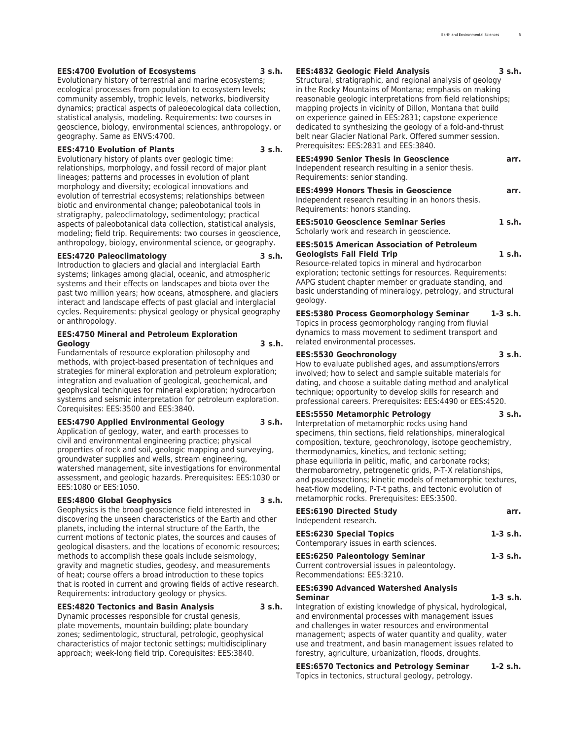**EES:4700 Evolution of Ecosystems 3 s.h.**
Evolutionary history of terrestrial and marine ecosystems; ecological processes from population to ecosystem levels; community assembly, trophic levels, networks, biodiversity dynamics; practical aspects of paleoecological data collection, statistical analysis, modeling. Requirements: two courses in geoscience, biology, environmental sciences, anthropology, or geography. Same as ENVS:4700.

**EES:4710 Evolution of Plants 3 s.h.**
Evolutionary history of plants over geologic time: relationships, morphology, and fossil record of major plant lineages; patterns and processes in evolution of plant morphology and diversity; ecological innovations and evolution of terrestrial ecosystems; relationships between biotic and environmental change; paleobotanical tools in stratigraphy, paleoclimatology, sedimentology; practical aspects of paleobotanical data collection, statistical analysis, modeling; field trip. Requirements: two courses in geoscience, anthropology, biology, environmental science, or geography.

**EES:4720 Paleoclimatology 3 s.h.**
Introduction to glaciers and glacial and interglacial Earth systems; linkages among glacial, oceanic, and atmospheric systems and their effects on landscapes and biota over the past two million years; how oceans, atmosphere, and glaciers interact and landscape effects of past glacial and interglacial cycles. Requirements: physical geology or physical geography or anthropology.

**EES:4750 Mineral and Petroleum Exploration Geology 3 s.h.**
Fundamentals of resource exploration philosophy and methods, with project-based presentation of techniques and strategies for mineral exploration and petroleum exploration; integration and evaluation of geological, geochemical, and geophysical techniques for mineral exploration; hydrocarbon systems and seismic interpretation for petroleum exploration. Corequisites: EES:3500 and EES:3840.

**EES:4790 Applied Environmental Geology 3 s.h.**
Application of geology, water, and earth processes to civil and environmental engineering practice; physical properties of rock and soil, geologic mapping and surveying, groundwater supplies and wells, stream engineering, watershed management, site investigations for environmental assessment, and geologic hazards. Prerequisites: EES:1030 or EES:1080 or EES:1050.

**EES:4800 Global Geophysics 3 s.h.**
Geophysics is the broad geoscience field interested in discovering the unseen characteristics of the Earth and other planets, including the internal structure of the Earth, the current motions of tectonic plates, the sources and causes of geological disasters, and the locations of economic resources; methods to accomplish these goals include seismology, gravity and magnetic studies, geodesy, and measurements of heat; course offers a broad introduction to these topics that is rooted in current and growing fields of active research. Requirements: introductory geology or physics.

**EES:4820 Tectonics and Basin Analysis 3 s.h.**
Dynamic processes responsible for crustal genesis, plate movements, mountain building; plate boundary zones; sedimentologic, structural, petrologic, geophysical characteristics of major tectonic settings; multidisciplinary approach; week-long field trip. Corequisites: EES:3840.

**EES:4832 Geologic Field Analysis 3 s.h.**
Structural, stratigraphic, and regional analysis of geology in the Rocky Mountains of Montana; emphasis on making reasonable geologic interpretations from field relationships; mapping projects in vicinity of Dillon, Montana that build on experience gained in EES:2831; capstone experience dedicated to synthesizing the geology of a fold-and-thrust belt near Glacier National Park. Offered summer session. Prerequisites: EES:2831 and EES:3840.

**EES:4990 Senior Thesis in Geoscience arr.**
Independent research resulting in a senior thesis. Requirements: senior standing.

**EES:4999 Honors Thesis in Geoscience arr.**
Independent research resulting in an honors thesis. Requirements: honors standing.

**EES:5010 Geoscience Seminar Series 1 s.h.**
Scholarly work and research in geoscience.

**EES:5015 American Association of Petroleum Geologists Fall Field Trip 1 s.h.**
Resource-related topics in mineral and hydrocarbon exploration; tectonic settings for resources. Requirements: AAPG student chapter member or graduate standing, and basic understanding of mineralogy, petrology, and structural geology.

**EES:5380 Process Geomorphology Seminar 1-3 s.h.**
Topics in process geomorphology ranging from fluvial dynamics to mass movement to sediment transport and related environmental processes.

**EES:5530 Geochronology 3 s.h.**
How to evaluate published ages, and assumptions/errors involved; how to select and sample suitable materials for dating, and choose a suitable dating method and analytical technique; opportunity to develop skills for research and professional careers. Prerequisites: EES:4490 or EES:4520.

**EES:5550 Metamorphic Petrology 3 s.h.**
Interpretation of metamorphic rocks using hand specimens, thin sections, field relationships, mineralogical composition, texture, geochronology, isotope geochemistry, thermodynamics, kinetics, and tectonic setting; phase equilibria in pelitic, mafic, and carbonate rocks; thermobarometry, petrogenetic grids, P-T-X relationships, and psuedosections; kinetic models of metamorphic textures, heat-flow modeling, P-T-t paths, and tectonic evolution of metamorphic rocks. Prerequisites: EES:3500.

**EES:6190 Directed Study arr.**
Independent research.

**EES:6230 Special Topics 1-3 s.h.**
Contemporary issues in earth sciences.

**EES:6250 Paleontology Seminar 1-3 s.h.**
Current controversial issues in paleontology. Recommendations: EES:3210.

**EES:6390 Advanced Watershed Analysis Seminar 1-3 s.h.**
Integration of existing knowledge of physical, hydrological, and environmental processes with management issues and challenges in water resources and environmental management; aspects of water quantity and quality, water use and treatment, and basin management issues related to forestry, agriculture, urbanization, floods, droughts.

**EES:6570 Tectonics and Petrology Seminar 1-2 s.h.**
Topics in tectonics, structural geology, petrology.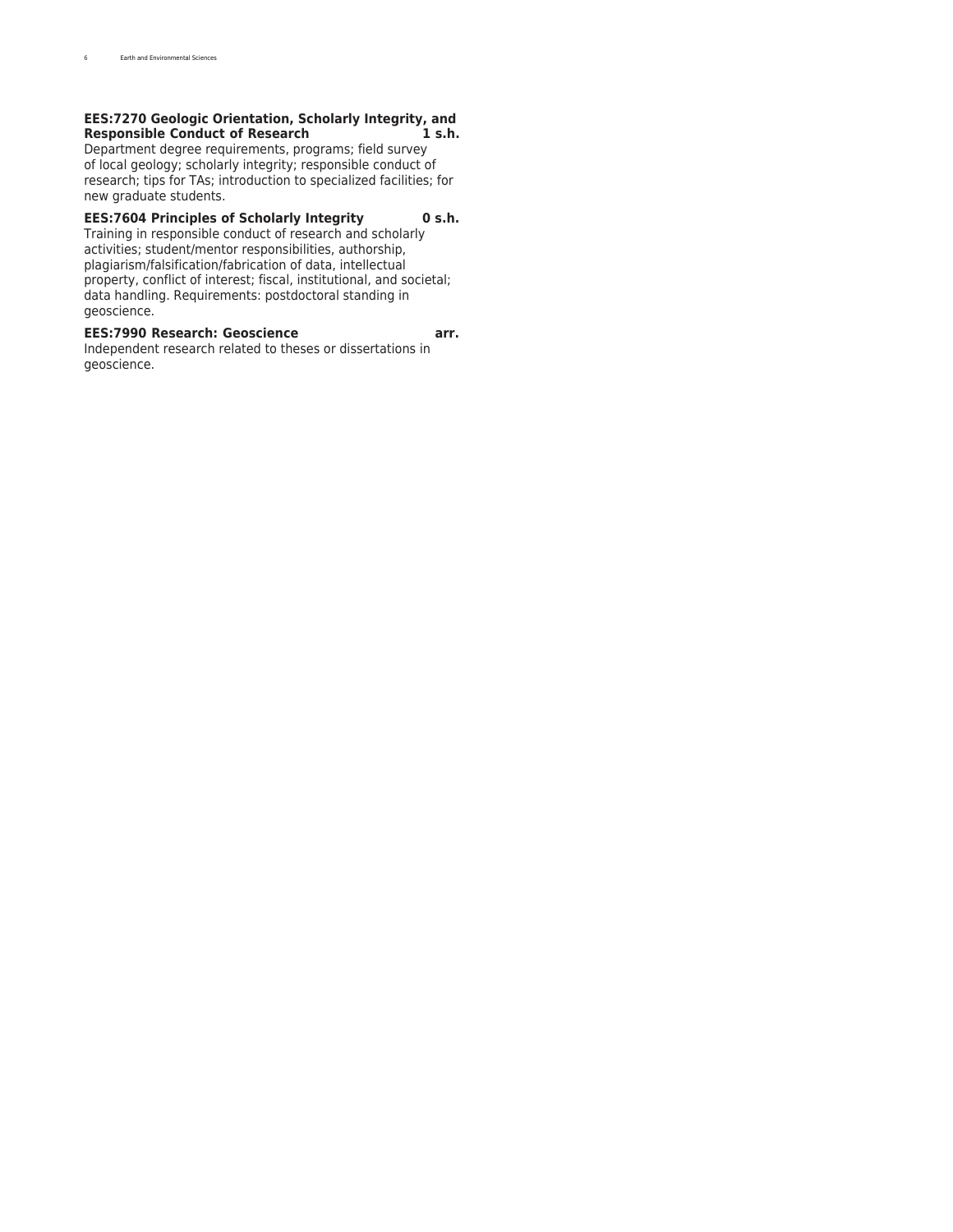**EES:7270 Geologic Orientation, Scholarly Integrity, and Responsible Conduct of Research 1 s.h.**
Department degree requirements, programs; field survey of local geology; scholarly integrity; responsible conduct of research; tips for TAs; introduction to specialized facilities; for new graduate students.

**EES:7604 Principles of Scholarly Integrity 0 s.h.**
Training in responsible conduct of research and scholarly activities; student/mentor responsibilities, authorship, plagiarism/falsification/fabrication of data, intellectual property, conflict of interest; fiscal, institutional, and societal; data handling. Requirements: postdoctoral standing in geoscience.

**EES:7990 Research: Geoscience arr.**
Independent research related to theses or dissertations in geoscience.